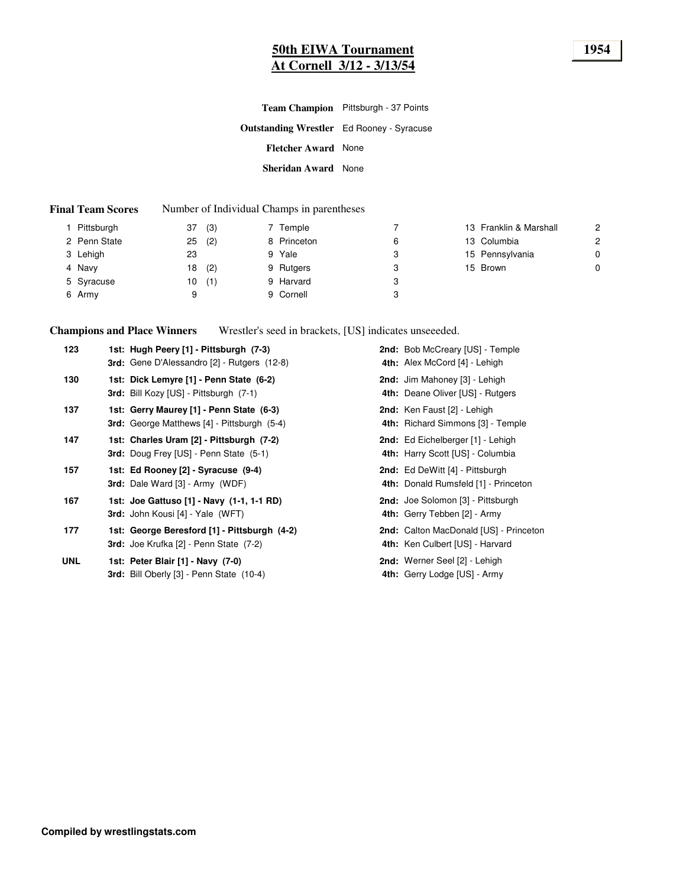# 50th EIWA Tournament
# At Cornell 3/12 - 3/13/54

**1954**

**Team Champion** Pittsburgh - 37 Points

**Outstanding Wrestler** Ed Rooney - Syracuse

**Fletcher Award** None

**Sheridan Award** None

**Final Team Scores** Number of Individual Champs in parentheses

| Rank | Team | Points | Champs | Rank | Team | Points | Rank | Team | Points |
|---|---|---|---|---|---|---|---|---|---|
| 1 | Pittsburgh | 37 | (3) | 7 | Temple | 7 | 13 | Franklin & Marshall | 2 |
| 2 | Penn State | 25 | (2) | 8 | Princeton | 6 | 13 | Columbia | 2 |
| 3 | Lehigh | 23 | | 9 | Yale | 3 | 15 | Pennsylvania | 0 |
| 4 | Navy | 18 | (2) | 9 | Rutgers | 3 | 15 | Brown | 0 |
| 5 | Syracuse | 10 | (1) | 9 | Harvard | 3 | | | |
| 6 | Army | 9 | | 9 | Cornell | 3 | | | |

**Champions and Place Winners** Wrestler's seed in brackets, [US] indicates unseeeded.

| Weight | Place | Place |
|---|---|---|
| 123 | **1st: Hugh Peery [1] - Pittsburgh (7-3)** | **2nd:** Bob McCreary [US] - Temple |
| | **3rd:** Gene D'Alessandro [2] - Rutgers (12-8) | **4th:** Alex McCord [4] - Lehigh |
| 130 | **1st: Dick Lemyre [1] - Penn State (6-2)** | **2nd:** Jim Mahoney [3] - Lehigh |
| | **3rd:** Bill Kozy [US] - Pittsburgh (7-1) | **4th:** Deane Oliver [US] - Rutgers |
| 137 | **1st: Gerry Maurey [1] - Penn State (6-3)** | **2nd:** Ken Faust [2] - Lehigh |
| | **3rd:** George Matthews [4] - Pittsburgh (5-4) | **4th:** Richard Simmons [3] - Temple |
| 147 | **1st: Charles Uram [2] - Pittsburgh (7-2)** | **2nd:** Ed Eichelberger [1] - Lehigh |
| | **3rd:** Doug Frey [US] - Penn State (5-1) | **4th:** Harry Scott [US] - Columbia |
| 157 | **1st: Ed Rooney [2] - Syracuse (9-4)** | **2nd:** Ed DeWitt [4] - Pittsburgh |
| | **3rd:** Dale Ward [3] - Army (WDF) | **4th:** Donald Rumsfeld [1] - Princeton |
| 167 | **1st: Joe Gattuso [1] - Navy (1-1, 1-1 RD)** | **2nd:** Joe Solomon [3] - Pittsburgh |
| | **3rd:** John Kousi [4] - Yale (WFT) | **4th:** Gerry Tebben [2] - Army |
| 177 | **1st: George Beresford [1] - Pittsburgh (4-2)** | **2nd:** Calton MacDonald [US] - Princeton |
| | **3rd:** Joe Krufka [2] - Penn State (7-2) | **4th:** Ken Culbert [US] - Harvard |
| UNL | **1st: Peter Blair [1] - Navy (7-0)** | **2nd:** Werner Seel [2] - Lehigh |
| | **3rd:** Bill Oberly [3] - Penn State (10-4) | **4th:** Gerry Lodge [US] - Army |

**Compiled by wrestlingstats.com**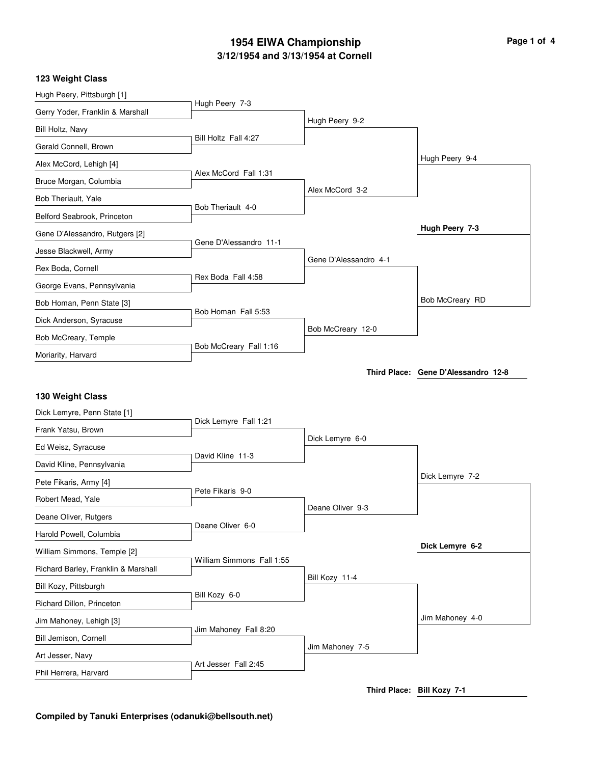# 1954 EIWA Championship

## 3/12/1954 and 3/13/1954 at Cornell

### 123 Weight Class

**First Round**

- Hugh Peery, Pittsburgh [1] vs. Gerry Yoder, Franklin & Marshall — Hugh Peery 7-3
- Bill Holtz, Navy vs. Gerald Connell, Brown — Bill Holtz Fall 4:27
- Alex McCord, Lehigh [4] vs. Bruce Morgan, Columbia — Alex McCord Fall 1:31
- Bob Theriault, Yale vs. Belford Seabrook, Princeton — Bob Theriault 4-0
- Gene D'Alessandro, Rutgers [2] vs. Jesse Blackwell, Army — Gene D'Alessandro 11-1
- Rex Boda, Cornell vs. George Evans, Pennsylvania — Rex Boda Fall 4:58
- Bob Homan, Penn State [3] vs. Dick Anderson, Syracuse — Bob Homan Fall 5:53
- Bob McCreary, Temple vs. Moriarity, Harvard — Bob McCreary Fall 1:16

**Quarterfinals**

- Hugh Peery 9-2
- Alex McCord 3-2
- Gene D'Alessandro 4-1
- Bob McCreary 12-0

**Semifinals**

- Hugh Peery 9-4
- Bob McCreary RD

**Final**

- **Hugh Peery 7-3**

**Third Place:** Gene D'Alessandro 12-8

### 130 Weight Class

**First Round**

- Dick Lemyre, Penn State [1] vs. Frank Yatsu, Brown — Dick Lemyre Fall 1:21
- Ed Weisz, Syracuse vs. David Kline, Pennsylvania — David Kline 11-3
- Pete Fikaris, Army [4] vs. Robert Mead, Yale — Pete Fikaris 9-0
- Deane Oliver, Rutgers vs. Harold Powell, Columbia — Deane Oliver 6-0
- William Simmons, Temple [2] vs. Richard Barley, Franklin & Marshall — William Simmons Fall 1:55
- Bill Kozy, Pittsburgh vs. Richard Dillon, Princeton — Bill Kozy 6-0
- Jim Mahoney, Lehigh [3] vs. Bill Jemison, Cornell — Jim Mahoney Fall 8:20
- Art Jesser, Navy vs. Phil Herrera, Harvard — Art Jesser Fall 2:45

**Quarterfinals**

- Dick Lemyre 6-0
- Deane Oliver 9-3
- Bill Kozy 11-4
- Jim Mahoney 7-5

**Semifinals**

- Dick Lemyre 7-2
- Jim Mahoney 4-0

**Final**

- **Dick Lemyre 6-2**

**Third Place:** Bill Kozy 7-1

**Compiled by Tanuki Enterprises (odanuki@bellsouth.net)**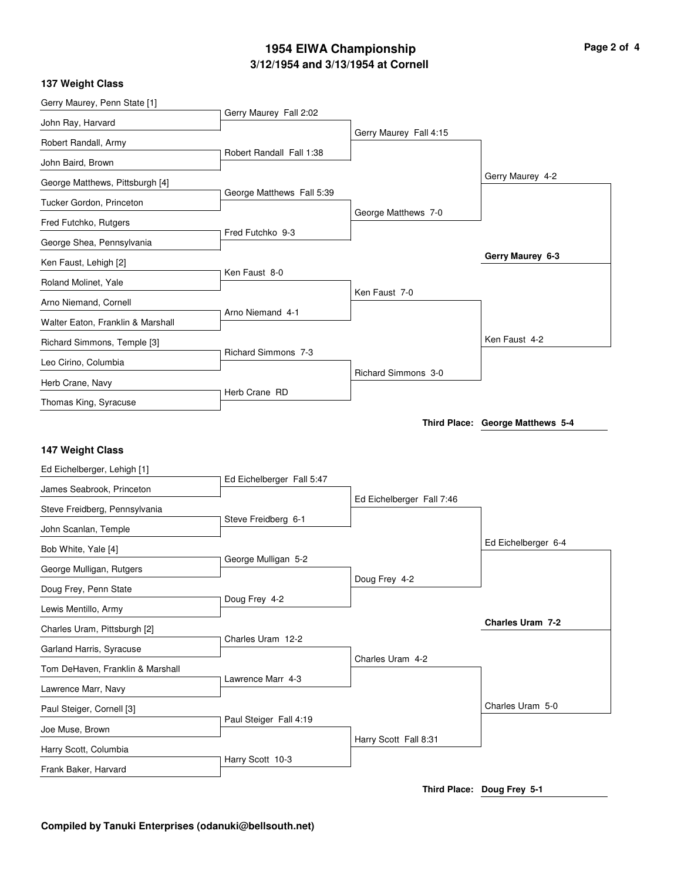# 1954 EIWA Championship

## 3/12/1954 and 3/13/1954 at Cornell

### 137 Weight Class

**First Round**

- Gerry Maurey, Penn State [1] vs. John Ray, Harvard — Gerry Maurey Fall 2:02
- Robert Randall, Army vs. John Baird, Brown — Robert Randall Fall 1:38
- George Matthews, Pittsburgh [4] vs. Tucker Gordon, Princeton — George Matthews Fall 5:39
- Fred Futchko, Rutgers vs. George Shea, Pennsylvania — Fred Futchko 9-3
- Ken Faust, Lehigh [2] vs. Roland Molinet, Yale — Ken Faust 8-0
- Arno Niemand, Cornell vs. Walter Eaton, Franklin & Marshall — Arno Niemand 4-1
- Richard Simmons, Temple [3] vs. Leo Cirino, Columbia — Richard Simmons 7-3
- Herb Crane, Navy vs. Thomas King, Syracuse — Herb Crane RD

**Quarterfinals**

- Gerry Maurey Fall 4:15
- George Matthews 7-0
- Ken Faust 7-0
- Richard Simmons 3-0

**Semifinals**

- Gerry Maurey 4-2
- Ken Faust 4-2

**Final**

- **Gerry Maurey 6-3**

**Third Place: George Matthews 5-4**

### 147 Weight Class

**First Round**

- Ed Eichelberger, Lehigh [1] vs. James Seabrook, Princeton — Ed Eichelberger Fall 5:47
- Steve Freidberg, Pennsylvania vs. John Scanlan, Temple — Steve Freidberg 6-1
- Bob White, Yale [4] vs. George Mulligan, Rutgers — George Mulligan 5-2
- Doug Frey, Penn State vs. Lewis Mentillo, Army — Doug Frey 4-2
- Charles Uram, Pittsburgh [2] vs. Garland Harris, Syracuse — Charles Uram 12-2
- Tom DeHaven, Franklin & Marshall vs. Lawrence Marr, Navy — Lawrence Marr 4-3
- Paul Steiger, Cornell [3] vs. Joe Muse, Brown — Paul Steiger Fall 4:19
- Harry Scott, Columbia vs. Frank Baker, Harvard — Harry Scott 10-3

**Quarterfinals**

- Ed Eichelberger Fall 7:46
- Doug Frey 4-2
- Charles Uram 4-2
- Harry Scott Fall 8:31

**Semifinals**

- Ed Eichelberger 6-4
- Charles Uram 5-0

**Final**

- **Charles Uram 7-2**

**Third Place: Doug Frey 5-1**

**Compiled by Tanuki Enterprises (odanuki@bellsouth.net)**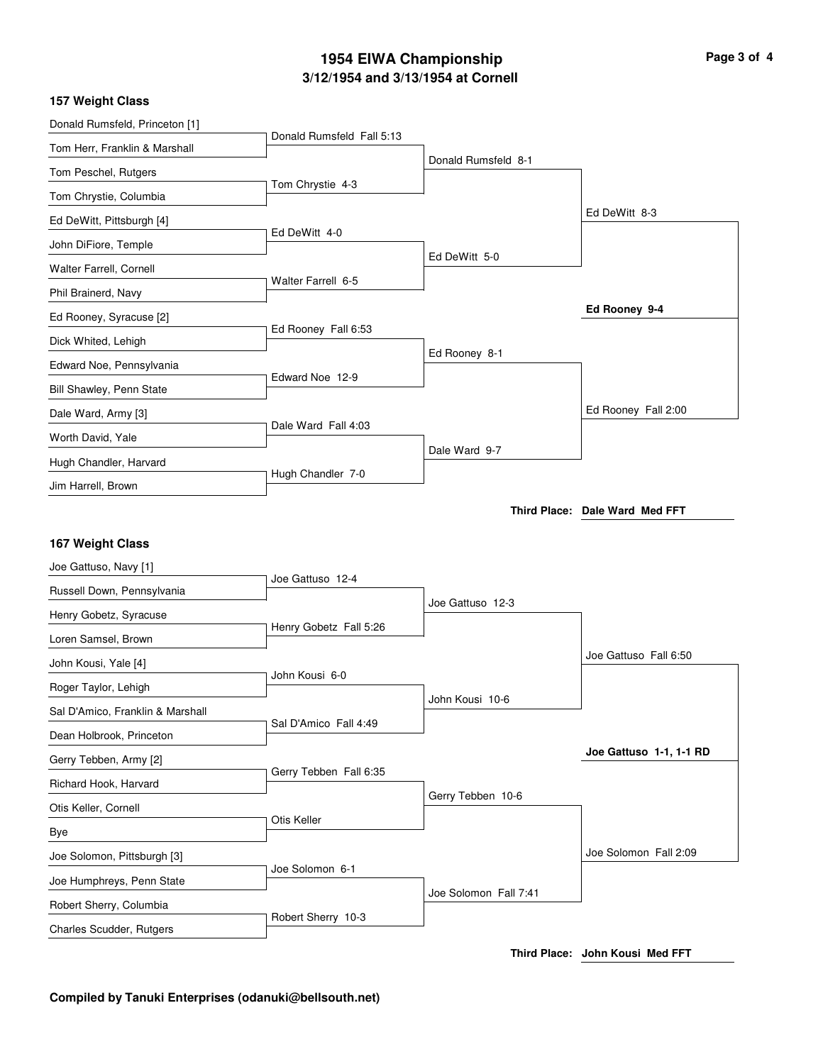# 1954 EIWA Championship

## 3/12/1954 and 3/13/1954 at Cornell

### 157 Weight Class

**First Round**

- Donald Rumsfeld, Princeton [1] vs. Tom Herr, Franklin & Marshall — Donald Rumsfeld Fall 5:13
- Tom Peschel, Rutgers vs. Tom Chrystie, Columbia — Tom Chrystie 4-3
- Ed DeWitt, Pittsburgh [4] vs. John DiFiore, Temple — Ed DeWitt 4-0
- Walter Farrell, Cornell vs. Phil Brainerd, Navy — Walter Farrell 6-5
- Ed Rooney, Syracuse [2] vs. Dick Whited, Lehigh — Ed Rooney Fall 6:53
- Edward Noe, Pennsylvania vs. Bill Shawley, Penn State — Edward Noe 12-9
- Dale Ward, Army [3] vs. Worth David, Yale — Dale Ward Fall 4:03
- Hugh Chandler, Harvard vs. Jim Harrell, Brown — Hugh Chandler 7-0

**Quarterfinals**

- Donald Rumsfeld 8-1
- Ed DeWitt 5-0
- Ed Rooney 8-1
- Dale Ward 9-7

**Semifinals**

- Ed DeWitt 8-3
- Ed Rooney Fall 2:00

**Final**

- **Ed Rooney 9-4**

**Third Place:** Dale Ward Med FFT

### 167 Weight Class

**First Round**

- Joe Gattuso, Navy [1] vs. Russell Down, Pennsylvania — Joe Gattuso 12-4
- Henry Gobetz, Syracuse vs. Loren Samsel, Brown — Henry Gobetz Fall 5:26
- John Kousi, Yale [4] vs. Roger Taylor, Lehigh — John Kousi 6-0
- Sal D'Amico, Franklin & Marshall vs. Dean Holbrook, Princeton — Sal D'Amico Fall 4:49
- Gerry Tebben, Army [2] vs. Richard Hook, Harvard — Gerry Tebben Fall 6:35
- Otis Keller, Cornell vs. Bye — Otis Keller
- Joe Solomon, Pittsburgh [3] vs. Joe Humphreys, Penn State — Joe Solomon 6-1
- Robert Sherry, Columbia vs. Charles Scudder, Rutgers — Robert Sherry 10-3

**Quarterfinals**

- Joe Gattuso 12-3
- John Kousi 10-6
- Gerry Tebben 10-6
- Joe Solomon Fall 7:41

**Semifinals**

- Joe Gattuso Fall 6:50
- Joe Solomon Fall 2:09

**Final**

- **Joe Gattuso 1-1, 1-1 RD**

**Third Place:** John Kousi Med FFT

**Compiled by Tanuki Enterprises (odanuki@bellsouth.net)**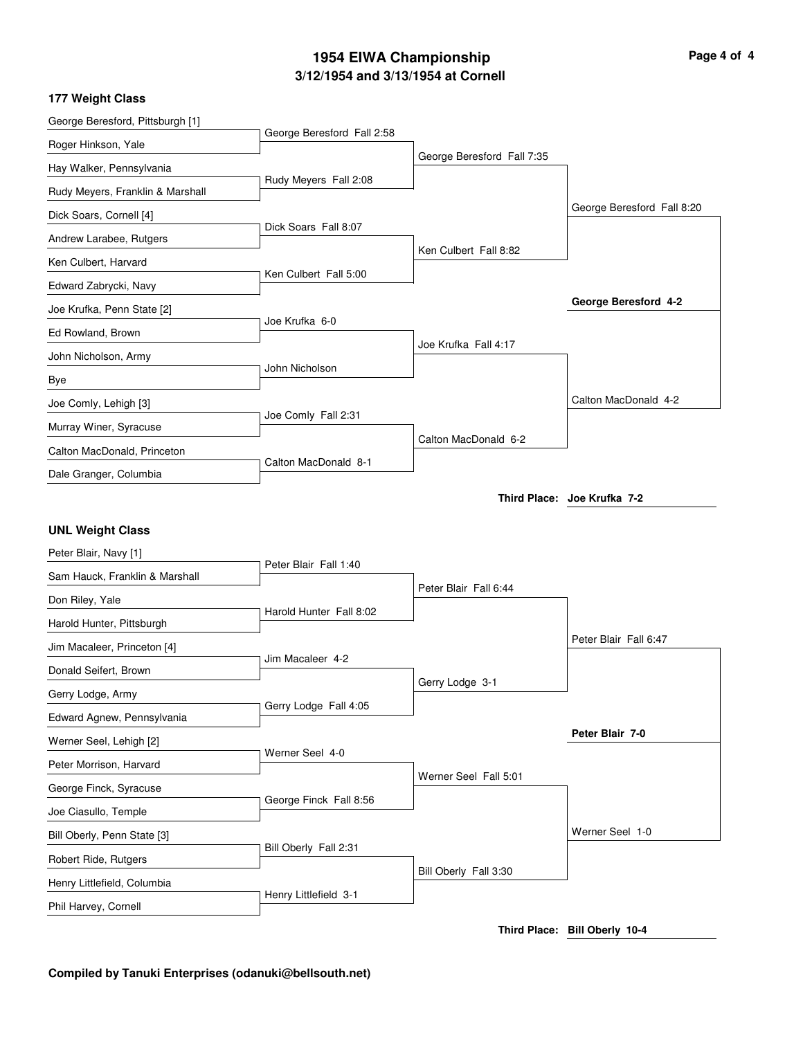# 1954 EIWA Championship

## 3/12/1954 and 3/13/1954 at Cornell

### 177 Weight Class

George Beresford, Pittsburgh [1]
Roger Hinkson, Yale
Hay Walker, Pennsylvania
Rudy Meyers, Franklin & Marshall
Dick Soars, Cornell [4]
Andrew Larabee, Rutgers
Ken Culbert, Harvard
Edward Zabrycki, Navy
Joe Krufka, Penn State [2]
Ed Rowland, Brown
John Nicholson, Army
Bye
Joe Comly, Lehigh [3]
Murray Winer, Syracuse
Calton MacDonald, Princeton
Dale Granger, Columbia

George Beresford Fall 2:58
Rudy Meyers Fall 2:08
Dick Soars Fall 8:07
Ken Culbert Fall 5:00
Joe Krufka 6-0
John Nicholson
Joe Comly Fall 2:31
Calton MacDonald 8-1

George Beresford Fall 7:35
Ken Culbert Fall 8:82
Joe Krufka Fall 4:17
Calton MacDonald 6-2

George Beresford Fall 8:20
Calton MacDonald 4-2

**George Beresford 4-2**

Third Place: **Joe Krufka 7-2**

### UNL Weight Class

Peter Blair, Navy [1]
Sam Hauck, Franklin & Marshall
Don Riley, Yale
Harold Hunter, Pittsburgh
Jim Macaleer, Princeton [4]
Donald Seifert, Brown
Gerry Lodge, Army
Edward Agnew, Pennsylvania
Werner Seel, Lehigh [2]
Peter Morrison, Harvard
George Finck, Syracuse
Joe Ciasullo, Temple
Bill Oberly, Penn State [3]
Robert Ride, Rutgers
Henry Littlefield, Columbia
Phil Harvey, Cornell

Peter Blair Fall 1:40
Harold Hunter Fall 8:02
Jim Macaleer 4-2
Gerry Lodge Fall 4:05
Werner Seel 4-0
George Finck Fall 8:56
Bill Oberly Fall 2:31
Henry Littlefield 3-1

Peter Blair Fall 6:44
Gerry Lodge 3-1
Werner Seel Fall 5:01
Bill Oberly Fall 3:30

Peter Blair Fall 6:47
Werner Seel 1-0

**Peter Blair 7-0**

Third Place: **Bill Oberly 10-4**

**Compiled by Tanuki Enterprises (odanuki@bellsouth.net)**